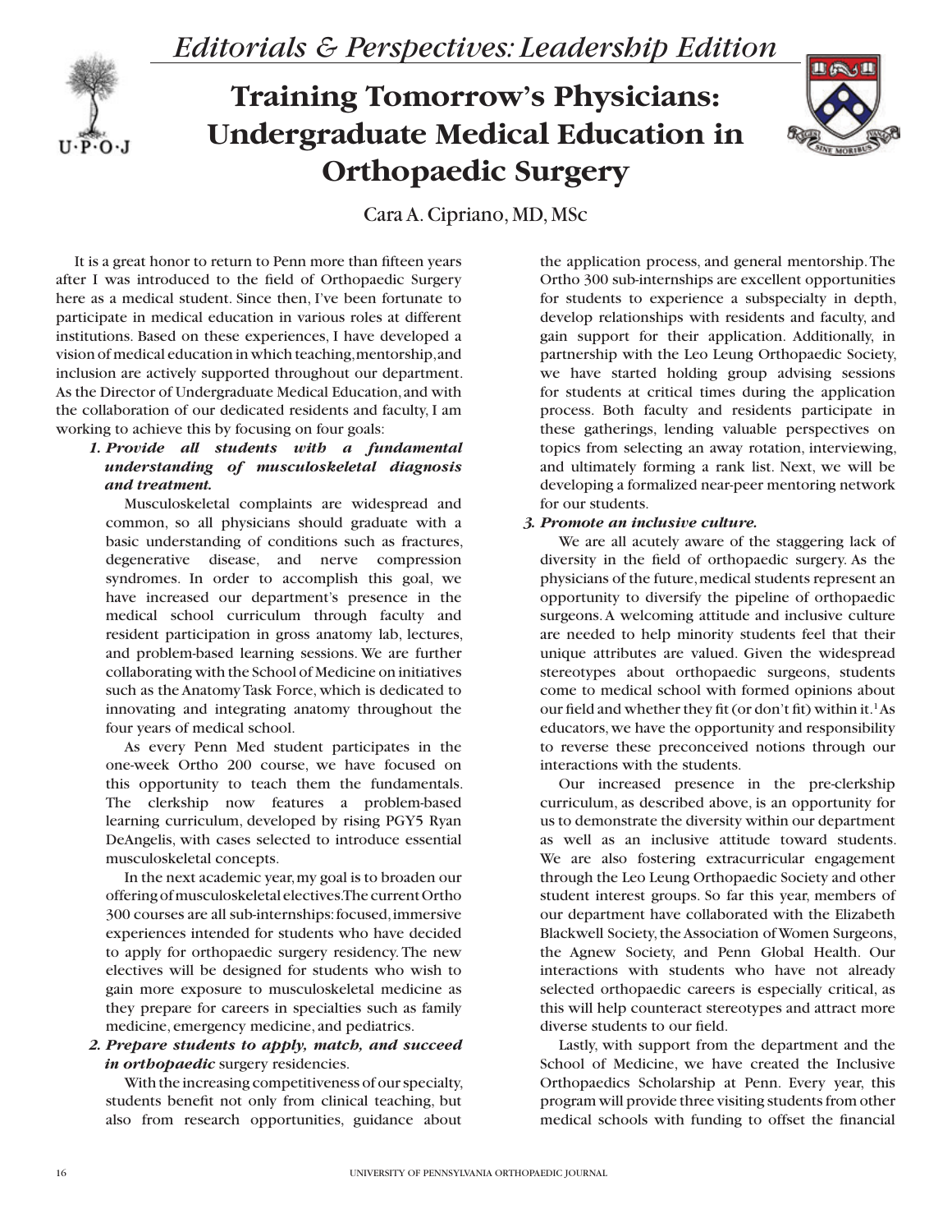*Editorials & Perspectives: Leadership Edition*

# Training Tomorrow's Physicians: Undergraduate Medical Education in Orthopaedic Surgery

Cara A. Cipriano, MD, MSc

It is a great honor to return to Penn more than fifteen years after I was introduced to the field of Orthopaedic Surgery here as a medical student. Since then, I've been fortunate to participate in medical education in various roles at different institutions. Based on these experiences, I have developed a vision of medical education in which teaching, mentorship, and inclusion are actively supported throughout our department. As the Director of Undergraduate Medical Education, and with the collaboration of our dedicated residents and faculty, I am working to achieve this by focusing on four goals:

1. ***Provide all students with a fundamental understanding of musculoskeletal diagnosis and treatment.***

   Musculoskeletal complaints are widespread and common, so all physicians should graduate with a basic understanding of conditions such as fractures, degenerative disease, and nerve compression syndromes. In order to accomplish this goal, we have increased our department's presence in the medical school curriculum through faculty and resident participation in gross anatomy lab, lectures, and problem-based learning sessions. We are further collaborating with the School of Medicine on initiatives such as the Anatomy Task Force, which is dedicated to innovating and integrating anatomy throughout the four years of medical school.

   As every Penn Med student participates in the one-week Ortho 200 course, we have focused on this opportunity to teach them the fundamentals. The clerkship now features a problem-based learning curriculum, developed by rising PGY5 Ryan DeAngelis, with cases selected to introduce essential musculoskeletal concepts.

   In the next academic year, my goal is to broaden our offering of musculoskeletal electives. The current Ortho 300 courses are all sub-internships: focused, immersive experiences intended for students who have decided to apply for orthopaedic surgery residency. The new electives will be designed for students who wish to gain more exposure to musculoskeletal medicine as they prepare for careers in specialties such as family medicine, emergency medicine, and pediatrics.

2. ***Prepare students to apply, match, and succeed in orthopaedic*** **surgery residencies.**

   With the increasing competitiveness of our specialty, students benefit not only from clinical teaching, but also from research opportunities, guidance about the application process, and general mentorship. The Ortho 300 sub-internships are excellent opportunities for students to experience a subspecialty in depth, develop relationships with residents and faculty, and gain support for their application. Additionally, in partnership with the Leo Leung Orthopaedic Society, we have started holding group advising sessions for students at critical times during the application process. Both faculty and residents participate in these gatherings, lending valuable perspectives on topics from selecting an away rotation, interviewing, and ultimately forming a rank list. Next, we will be developing a formalized near-peer mentoring network for our students.

3. ***Promote an inclusive culture.***

   We are all acutely aware of the staggering lack of diversity in the field of orthopaedic surgery. As the physicians of the future, medical students represent an opportunity to diversify the pipeline of orthopaedic surgeons. A welcoming attitude and inclusive culture are needed to help minority students feel that their unique attributes are valued. Given the widespread stereotypes about orthopaedic surgeons, students come to medical school with formed opinions about our field and whether they fit (or don't fit) within it.[1] As educators, we have the opportunity and responsibility to reverse these preconceived notions through our interactions with the students.

   Our increased presence in the pre-clerkship curriculum, as described above, is an opportunity for us to demonstrate the diversity within our department as well as an inclusive attitude toward students. We are also fostering extracurricular engagement through the Leo Leung Orthopaedic Society and other student interest groups. So far this year, members of our department have collaborated with the Elizabeth Blackwell Society, the Association of Women Surgeons, the Agnew Society, and Penn Global Health. Our interactions with students who have not already selected orthopaedic careers is especially critical, as this will help counteract stereotypes and attract more diverse students to our field.

   Lastly, with support from the department and the School of Medicine, we have created the Inclusive Orthopaedics Scholarship at Penn. Every year, this program will provide three visiting students from other medical schools with funding to offset the financial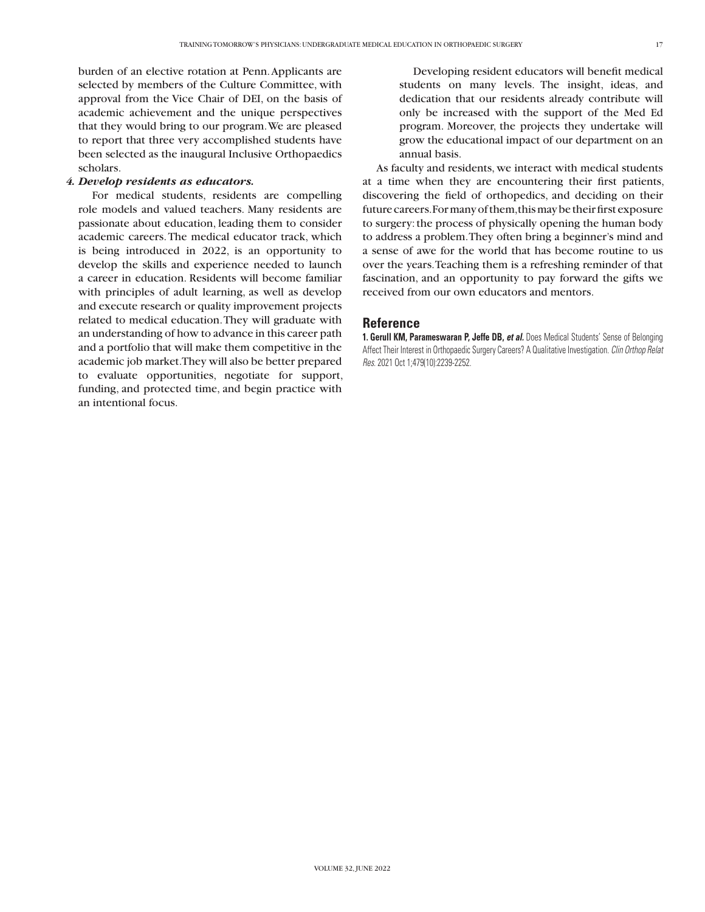burden of an elective rotation at Penn. Applicants are selected by members of the Culture Committee, with approval from the Vice Chair of DEI, on the basis of academic achievement and the unique perspectives that they would bring to our program. We are pleased to report that three very accomplished students have been selected as the inaugural Inclusive Orthopaedics scholars.

***4. Develop residents as educators.***

For medical students, residents are compelling role models and valued teachers. Many residents are passionate about education, leading them to consider academic careers. The medical educator track, which is being introduced in 2022, is an opportunity to develop the skills and experience needed to launch a career in education. Residents will become familiar with principles of adult learning, as well as develop and execute research or quality improvement projects related to medical education. They will graduate with an understanding of how to advance in this career path and a portfolio that will make them competitive in the academic job market. They will also be better prepared to evaluate opportunities, negotiate for support, funding, and protected time, and begin practice with an intentional focus.

Developing resident educators will benefit medical students on many levels. The insight, ideas, and dedication that our residents already contribute will only be increased with the support of the Med Ed program. Moreover, the projects they undertake will grow the educational impact of our department on an annual basis.

As faculty and residents, we interact with medical students at a time when they are encountering their first patients, discovering the field of orthopedics, and deciding on their future careers. For many of them, this may be their first exposure to surgery: the process of physically opening the human body to address a problem. They often bring a beginner's mind and a sense of awe for the world that has become routine to us over the years. Teaching them is a refreshing reminder of that fascination, and an opportunity to pay forward the gifts we received from our own educators and mentors.

## Reference

**1. Gerull KM, Parameswaran P, Jeffe DB, *et al.*** Does Medical Students' Sense of Belonging Affect Their Interest in Orthopaedic Surgery Careers? A Qualitative Investigation. *Clin Orthop Relat Res.* 2021 Oct 1;479(10):2239-2252.